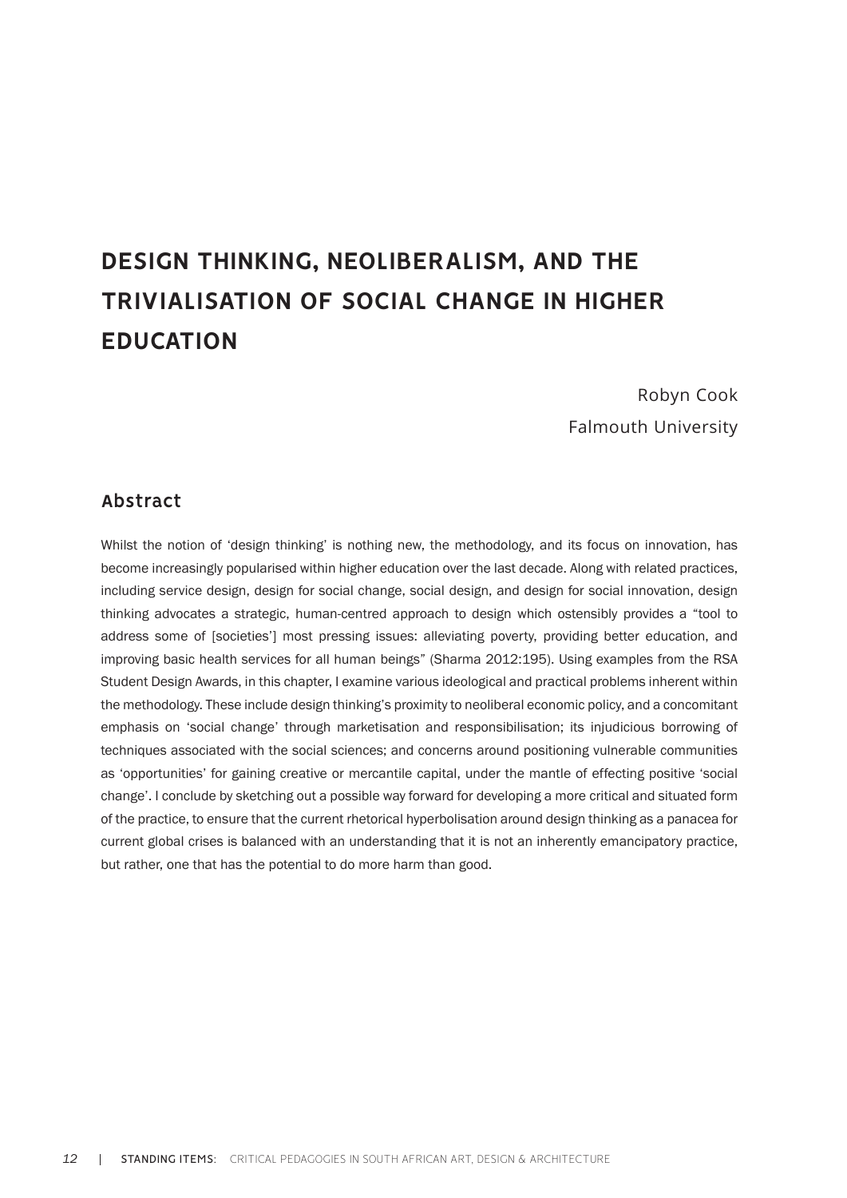# DESIGN THINKING, NEOLIBERALISM, AND THE TRIVIALISATION OF SOCIAL CHANGE IN HIGHER EDUCATION

Robyn Cook
Falmouth University

## Abstract

Whilst the notion of 'design thinking' is nothing new, the methodology, and its focus on innovation, has become increasingly popularised within higher education over the last decade. Along with related practices, including service design, design for social change, social design, and design for social innovation, design thinking advocates a strategic, human-centred approach to design which ostensibly provides a "tool to address some of [societies'] most pressing issues: alleviating poverty, providing better education, and improving basic health services for all human beings" (Sharma 2012:195). Using examples from the RSA Student Design Awards, in this chapter, I examine various ideological and practical problems inherent within the methodology. These include design thinking's proximity to neoliberal economic policy, and a concomitant emphasis on 'social change' through marketisation and responsibilisation; its injudicious borrowing of techniques associated with the social sciences; and concerns around positioning vulnerable communities as 'opportunities' for gaining creative or mercantile capital, under the mantle of effecting positive 'social change'. I conclude by sketching out a possible way forward for developing a more critical and situated form of the practice, to ensure that the current rhetorical hyperbolisation around design thinking as a panacea for current global crises is balanced with an understanding that it is not an inherently emancipatory practice, but rather, one that has the potential to do more harm than good.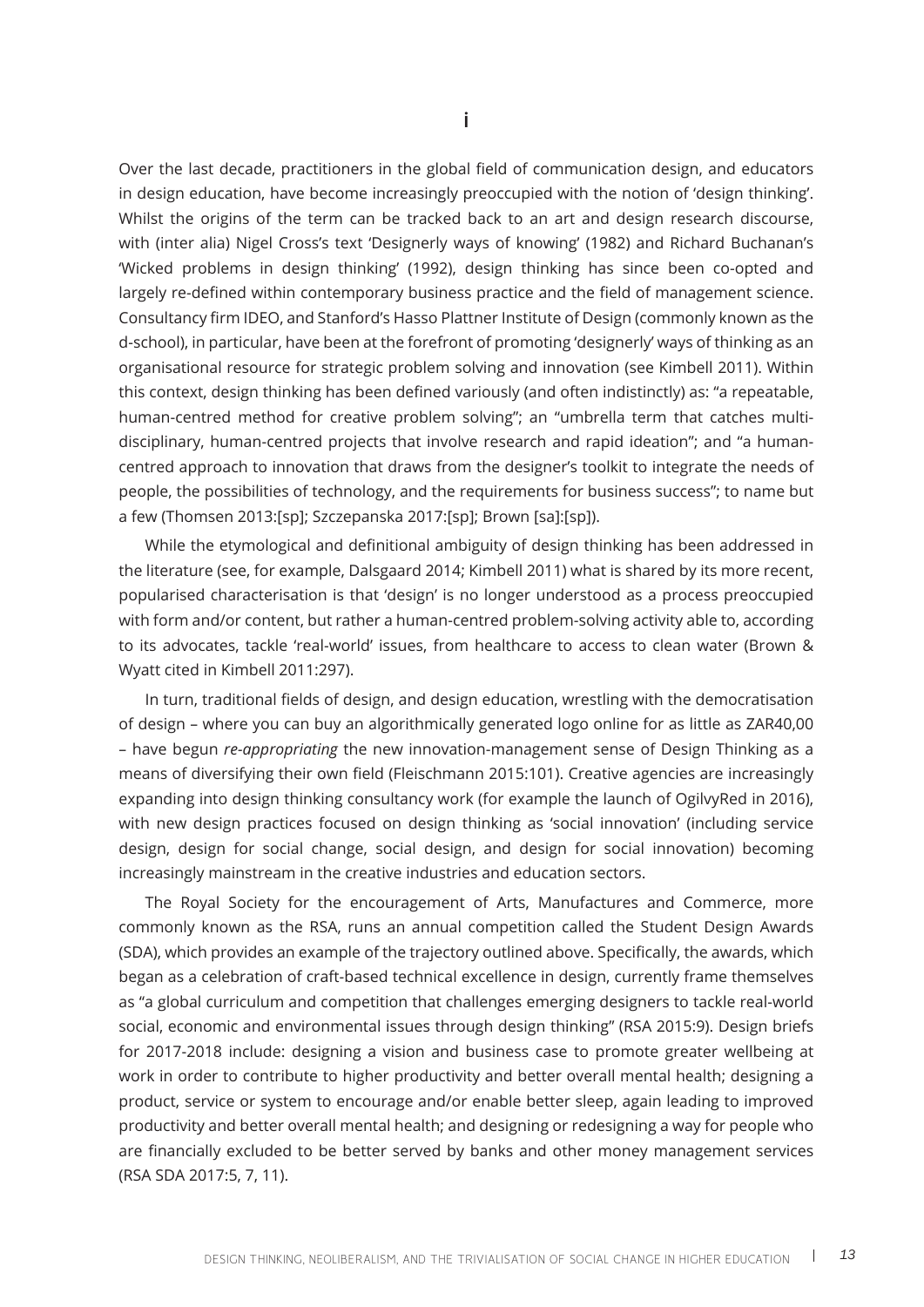# i

Over the last decade, practitioners in the global field of communication design, and educators in design education, have become increasingly preoccupied with the notion of 'design thinking'. Whilst the origins of the term can be tracked back to an art and design research discourse, with (inter alia) Nigel Cross's text 'Designerly ways of knowing' (1982) and Richard Buchanan's 'Wicked problems in design thinking' (1992), design thinking has since been co-opted and largely re-defined within contemporary business practice and the field of management science. Consultancy firm IDEO, and Stanford's Hasso Plattner Institute of Design (commonly known as the d-school), in particular, have been at the forefront of promoting 'designerly' ways of thinking as an organisational resource for strategic problem solving and innovation (see Kimbell 2011). Within this context, design thinking has been defined variously (and often indistinctly) as: "a repeatable, human-centred method for creative problem solving"; an "umbrella term that catches multi-disciplinary, human-centred projects that involve research and rapid ideation"; and "a human-centred approach to innovation that draws from the designer's toolkit to integrate the needs of people, the possibilities of technology, and the requirements for business success"; to name but a few (Thomsen 2013:[sp]; Szczepanska 2017:[sp]; Brown [sa]:[sp]).

While the etymological and definitional ambiguity of design thinking has been addressed in the literature (see, for example, Dalsgaard 2014; Kimbell 2011) what is shared by its more recent, popularised characterisation is that 'design' is no longer understood as a process preoccupied with form and/or content, but rather a human-centred problem-solving activity able to, according to its advocates, tackle 'real-world' issues, from healthcare to access to clean water (Brown & Wyatt cited in Kimbell 2011:297).

In turn, traditional fields of design, and design education, wrestling with the democratisation of design – where you can buy an algorithmically generated logo online for as little as ZAR40,00 – have begun *re-appropriating* the new innovation-management sense of Design Thinking as a means of diversifying their own field (Fleischmann 2015:101). Creative agencies are increasingly expanding into design thinking consultancy work (for example the launch of OgilvyRed in 2016), with new design practices focused on design thinking as 'social innovation' (including service design, design for social change, social design, and design for social innovation) becoming increasingly mainstream in the creative industries and education sectors.

The Royal Society for the encouragement of Arts, Manufactures and Commerce, more commonly known as the RSA, runs an annual competition called the Student Design Awards (SDA), which provides an example of the trajectory outlined above. Specifically, the awards, which began as a celebration of craft-based technical excellence in design, currently frame themselves as "a global curriculum and competition that challenges emerging designers to tackle real-world social, economic and environmental issues through design thinking" (RSA 2015:9). Design briefs for 2017-2018 include: designing a vision and business case to promote greater wellbeing at work in order to contribute to higher productivity and better overall mental health; designing a product, service or system to encourage and/or enable better sleep, again leading to improved productivity and better overall mental health; and designing or redesigning a way for people who are financially excluded to be better served by banks and other money management services (RSA SDA 2017:5, 7, 11).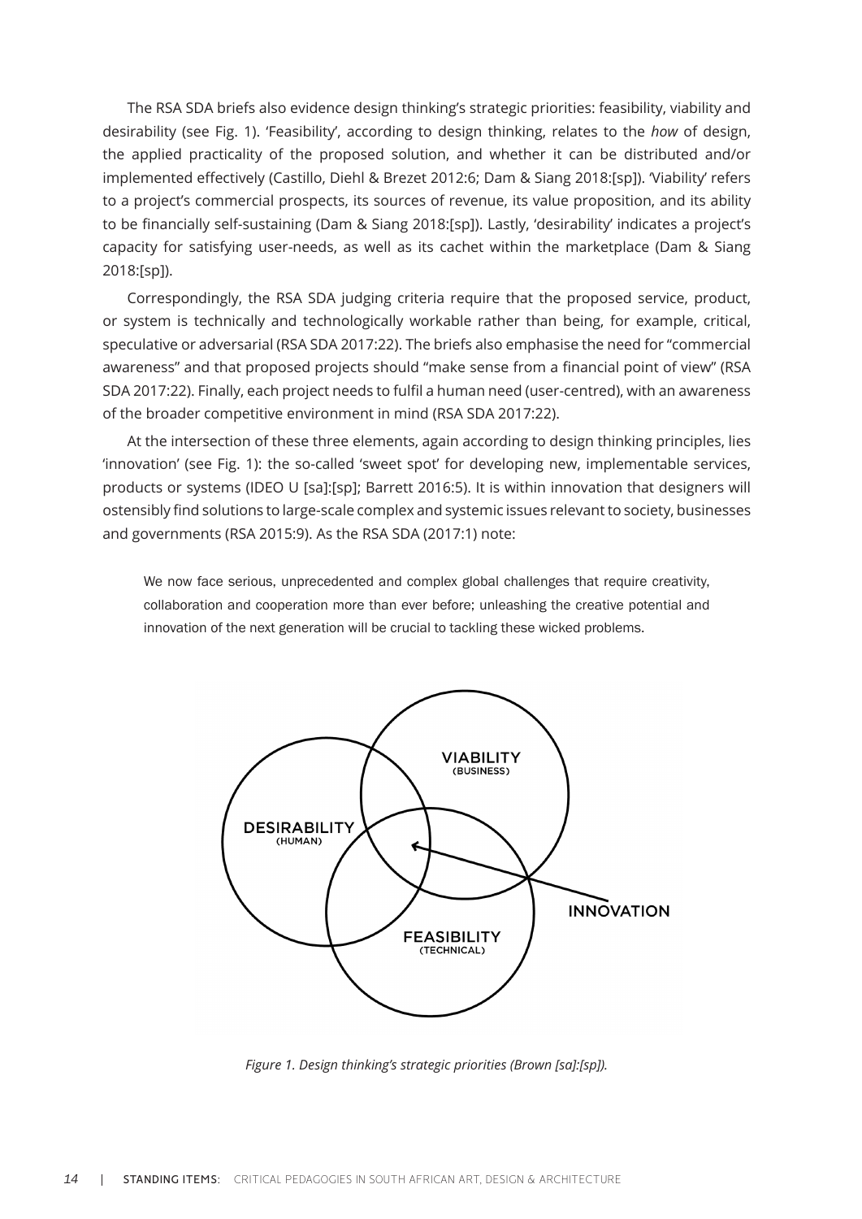The RSA SDA briefs also evidence design thinking's strategic priorities: feasibility, viability and desirability (see Fig. 1). 'Feasibility', according to design thinking, relates to the *how* of design, the applied practicality of the proposed solution, and whether it can be distributed and/or implemented effectively (Castillo, Diehl & Brezet 2012:6; Dam & Siang 2018:[sp]). 'Viability' refers to a project's commercial prospects, its sources of revenue, its value proposition, and its ability to be financially self-sustaining (Dam & Siang 2018:[sp]). Lastly, 'desirability' indicates a project's capacity for satisfying user-needs, as well as its cachet within the marketplace (Dam & Siang 2018:[sp]).

Correspondingly, the RSA SDA judging criteria require that the proposed service, product, or system is technically and technologically workable rather than being, for example, critical, speculative or adversarial (RSA SDA 2017:22). The briefs also emphasise the need for "commercial awareness" and that proposed projects should "make sense from a financial point of view" (RSA SDA 2017:22). Finally, each project needs to fulfil a human need (user-centred), with an awareness of the broader competitive environment in mind (RSA SDA 2017:22).

At the intersection of these three elements, again according to design thinking principles, lies 'innovation' (see Fig. 1): the so-called 'sweet spot' for developing new, implementable services, products or systems (IDEO U [sa]:[sp]; Barrett 2016:5). It is within innovation that designers will ostensibly find solutions to large-scale complex and systemic issues relevant to society, businesses and governments (RSA 2015:9). As the RSA SDA (2017:1) note:

> We now face serious, unprecedented and complex global challenges that require creativity, collaboration and cooperation more than ever before; unleashing the creative potential and innovation of the next generation will be crucial to tackling these wicked problems.

VIABILITY (BUSINESS)

DESIRABILITY (HUMAN)

FEASIBILITY (TECHNICAL)

INNOVATION

*Figure 1. Design thinking's strategic priorities (Brown [sa]:[sp]).*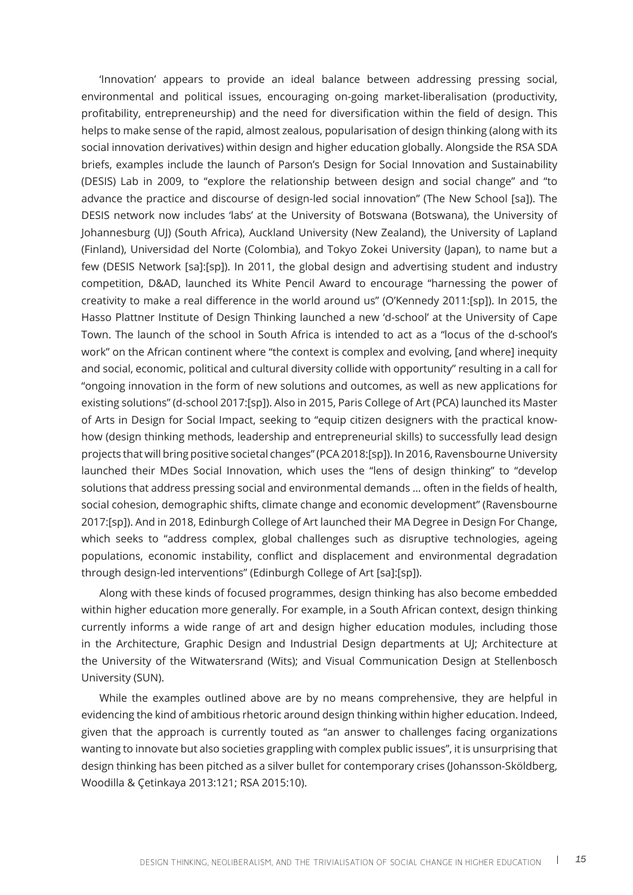'Innovation' appears to provide an ideal balance between addressing pressing social, environmental and political issues, encouraging on-going market-liberalisation (productivity, profitability, entrepreneurship) and the need for diversification within the field of design. This helps to make sense of the rapid, almost zealous, popularisation of design thinking (along with its social innovation derivatives) within design and higher education globally. Alongside the RSA SDA briefs, examples include the launch of Parson's Design for Social Innovation and Sustainability (DESIS) Lab in 2009, to "explore the relationship between design and social change" and "to advance the practice and discourse of design-led social innovation" (The New School [sa]). The DESIS network now includes 'labs' at the University of Botswana (Botswana), the University of Johannesburg (UJ) (South Africa), Auckland University (New Zealand), the University of Lapland (Finland), Universidad del Norte (Colombia), and Tokyo Zokei University (Japan), to name but a few (DESIS Network [sa]:[sp]). In 2011, the global design and advertising student and industry competition, D&AD, launched its White Pencil Award to encourage "harnessing the power of creativity to make a real difference in the world around us" (O'Kennedy 2011:[sp]). In 2015, the Hasso Plattner Institute of Design Thinking launched a new 'd-school' at the University of Cape Town. The launch of the school in South Africa is intended to act as a "locus of the d-school's work" on the African continent where "the context is complex and evolving, [and where] inequity and social, economic, political and cultural diversity collide with opportunity" resulting in a call for "ongoing innovation in the form of new solutions and outcomes, as well as new applications for existing solutions" (d-school 2017:[sp]). Also in 2015, Paris College of Art (PCA) launched its Master of Arts in Design for Social Impact, seeking to "equip citizen designers with the practical know-how (design thinking methods, leadership and entrepreneurial skills) to successfully lead design projects that will bring positive societal changes" (PCA 2018:[sp]). In 2016, Ravensbourne University launched their MDes Social Innovation, which uses the "lens of design thinking" to "develop solutions that address pressing social and environmental demands … often in the fields of health, social cohesion, demographic shifts, climate change and economic development" (Ravensbourne 2017:[sp]). And in 2018, Edinburgh College of Art launched their MA Degree in Design For Change, which seeks to "address complex, global challenges such as disruptive technologies, ageing populations, economic instability, conflict and displacement and environmental degradation through design-led interventions" (Edinburgh College of Art [sa]:[sp]).

Along with these kinds of focused programmes, design thinking has also become embedded within higher education more generally. For example, in a South African context, design thinking currently informs a wide range of art and design higher education modules, including those in the Architecture, Graphic Design and Industrial Design departments at UJ; Architecture at the University of the Witwatersrand (Wits); and Visual Communication Design at Stellenbosch University (SUN).

While the examples outlined above are by no means comprehensive, they are helpful in evidencing the kind of ambitious rhetoric around design thinking within higher education. Indeed, given that the approach is currently touted as "an answer to challenges facing organizations wanting to innovate but also societies grappling with complex public issues", it is unsurprising that design thinking has been pitched as a silver bullet for contemporary crises (Johansson-Sköldberg, Woodilla & Çetinkaya 2013:121; RSA 2015:10).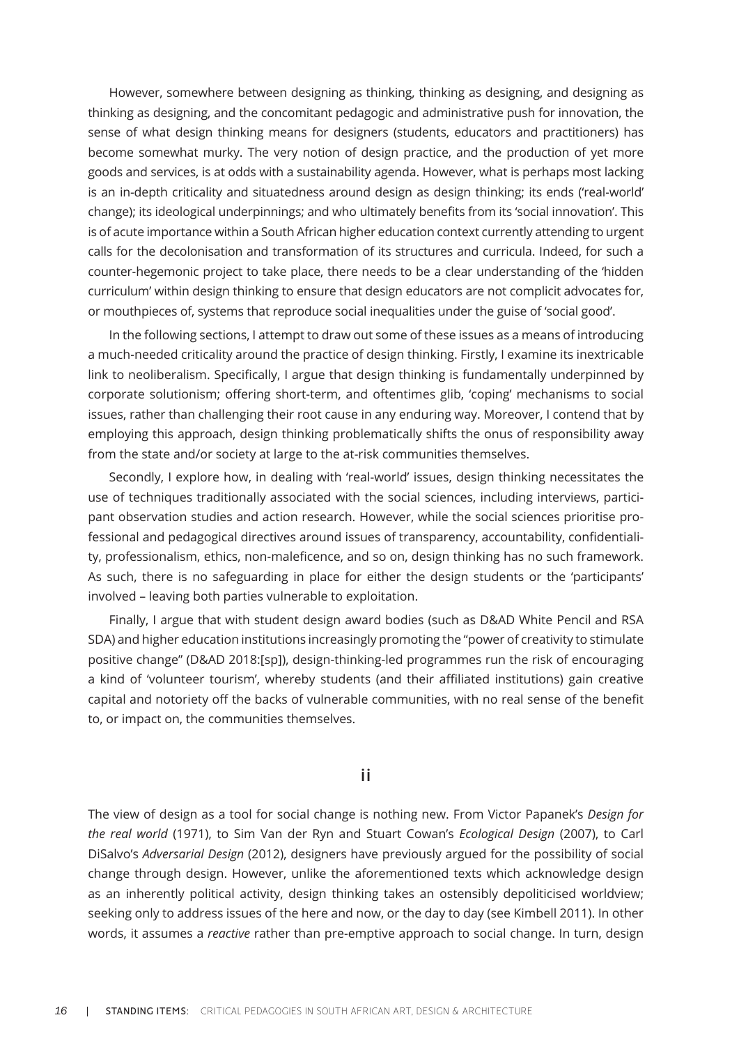However, somewhere between designing as thinking, thinking as designing, and designing as thinking as designing, and the concomitant pedagogic and administrative push for innovation, the sense of what design thinking means for designers (students, educators and practitioners) has become somewhat murky. The very notion of design practice, and the production of yet more goods and services, is at odds with a sustainability agenda. However, what is perhaps most lacking is an in-depth criticality and situatedness around design as design thinking; its ends ('real-world' change); its ideological underpinnings; and who ultimately benefits from its 'social innovation'. This is of acute importance within a South African higher education context currently attending to urgent calls for the decolonisation and transformation of its structures and curricula. Indeed, for such a counter-hegemonic project to take place, there needs to be a clear understanding of the 'hidden curriculum' within design thinking to ensure that design educators are not complicit advocates for, or mouthpieces of, systems that reproduce social inequalities under the guise of 'social good'.

In the following sections, I attempt to draw out some of these issues as a means of introducing a much-needed criticality around the practice of design thinking. Firstly, I examine its inextricable link to neoliberalism. Specifically, I argue that design thinking is fundamentally underpinned by corporate solutionism; offering short-term, and oftentimes glib, 'coping' mechanisms to social issues, rather than challenging their root cause in any enduring way. Moreover, I contend that by employing this approach, design thinking problematically shifts the onus of responsibility away from the state and/or society at large to the at-risk communities themselves.

Secondly, I explore how, in dealing with 'real-world' issues, design thinking necessitates the use of techniques traditionally associated with the social sciences, including interviews, participant observation studies and action research. However, while the social sciences prioritise professional and pedagogical directives around issues of transparency, accountability, confidentiality, professionalism, ethics, non-maleficence, and so on, design thinking has no such framework. As such, there is no safeguarding in place for either the design students or the 'participants' involved – leaving both parties vulnerable to exploitation.

Finally, I argue that with student design award bodies (such as D&AD White Pencil and RSA SDA) and higher education institutions increasingly promoting the "power of creativity to stimulate positive change" (D&AD 2018:[sp]), design-thinking-led programmes run the risk of encouraging a kind of 'volunteer tourism', whereby students (and their affiliated institutions) gain creative capital and notoriety off the backs of vulnerable communities, with no real sense of the benefit to, or impact on, the communities themselves.

## ii

The view of design as a tool for social change is nothing new. From Victor Papanek's *Design for the real world* (1971), to Sim Van der Ryn and Stuart Cowan's *Ecological Design* (2007), to Carl DiSalvo's *Adversarial Design* (2012), designers have previously argued for the possibility of social change through design. However, unlike the aforementioned texts which acknowledge design as an inherently political activity, design thinking takes an ostensibly depoliticised worldview; seeking only to address issues of the here and now, or the day to day (see Kimbell 2011). In other words, it assumes a *reactive* rather than pre-emptive approach to social change. In turn, design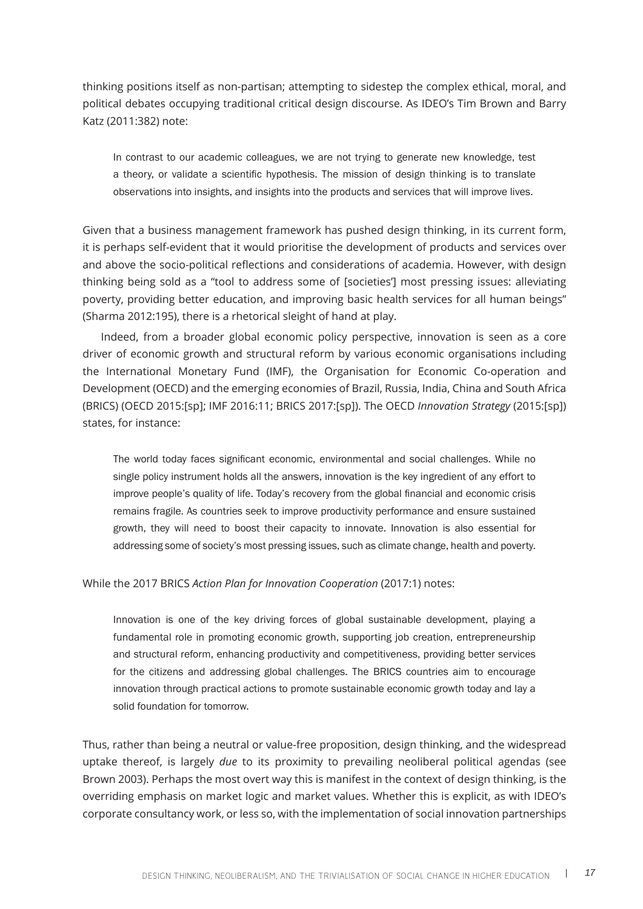thinking positions itself as non-partisan; attempting to sidestep the complex ethical, moral, and political debates occupying traditional critical design discourse. As IDEO's Tim Brown and Barry Katz (2011:382) note:

> In contrast to our academic colleagues, we are not trying to generate new knowledge, test a theory, or validate a scientific hypothesis. The mission of design thinking is to translate observations into insights, and insights into the products and services that will improve lives.

Given that a business management framework has pushed design thinking, in its current form, it is perhaps self-evident that it would prioritise the development of products and services over and above the socio-political reflections and considerations of academia. However, with design thinking being sold as a "tool to address some of [societies'] most pressing issues: alleviating poverty, providing better education, and improving basic health services for all human beings" (Sharma 2012:195), there is a rhetorical sleight of hand at play.

Indeed, from a broader global economic policy perspective, innovation is seen as a core driver of economic growth and structural reform by various economic organisations including the International Monetary Fund (IMF), the Organisation for Economic Co-operation and Development (OECD) and the emerging economies of Brazil, Russia, India, China and South Africa (BRICS) (OECD 2015:[sp]; IMF 2016:11; BRICS 2017:[sp]). The OECD *Innovation Strategy* (2015:[sp]) states, for instance:

> The world today faces significant economic, environmental and social challenges. While no single policy instrument holds all the answers, innovation is the key ingredient of any effort to improve people's quality of life. Today's recovery from the global financial and economic crisis remains fragile. As countries seek to improve productivity performance and ensure sustained growth, they will need to boost their capacity to innovate. Innovation is also essential for addressing some of society's most pressing issues, such as climate change, health and poverty.

While the 2017 BRICS *Action Plan for Innovation Cooperation* (2017:1) notes:

> Innovation is one of the key driving forces of global sustainable development, playing a fundamental role in promoting economic growth, supporting job creation, entrepreneurship and structural reform, enhancing productivity and competitiveness, providing better services for the citizens and addressing global challenges. The BRICS countries aim to encourage innovation through practical actions to promote sustainable economic growth today and lay a solid foundation for tomorrow.

Thus, rather than being a neutral or value-free proposition, design thinking, and the widespread uptake thereof, is largely *due* to its proximity to prevailing neoliberal political agendas (see Brown 2003). Perhaps the most overt way this is manifest in the context of design thinking, is the overriding emphasis on market logic and market values. Whether this is explicit, as with IDEO's corporate consultancy work, or less so, with the implementation of social innovation partnerships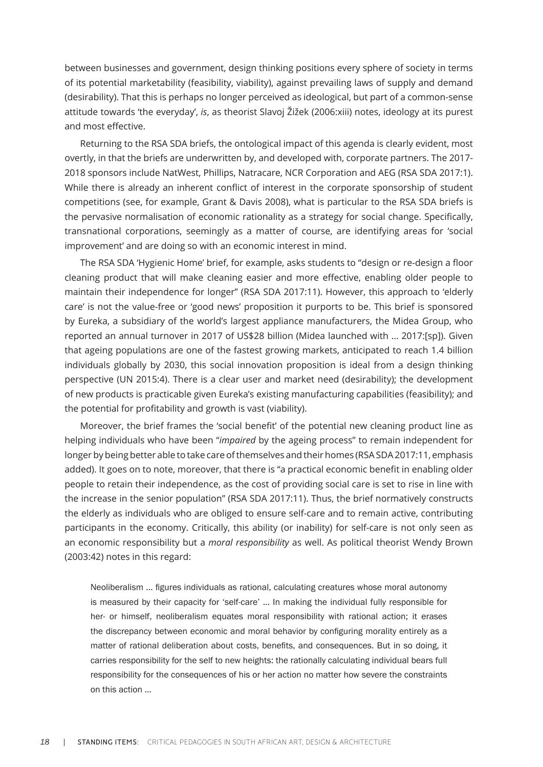between businesses and government, design thinking positions every sphere of society in terms of its potential marketability (feasibility, viability), against prevailing laws of supply and demand (desirability). That this is perhaps no longer perceived as ideological, but part of a common-sense attitude towards 'the everyday', *is*, as theorist Slavoj Žižek (2006:xiii) notes, ideology at its purest and most effective.

Returning to the RSA SDA briefs, the ontological impact of this agenda is clearly evident, most overtly, in that the briefs are underwritten by, and developed with, corporate partners. The 2017-2018 sponsors include NatWest, Phillips, Natracare, NCR Corporation and AEG (RSA SDA 2017:1). While there is already an inherent conflict of interest in the corporate sponsorship of student competitions (see, for example, Grant & Davis 2008), what is particular to the RSA SDA briefs is the pervasive normalisation of economic rationality as a strategy for social change. Specifically, transnational corporations, seemingly as a matter of course, are identifying areas for 'social improvement' and are doing so with an economic interest in mind.

The RSA SDA 'Hygienic Home' brief, for example, asks students to "design or re-design a floor cleaning product that will make cleaning easier and more effective, enabling older people to maintain their independence for longer" (RSA SDA 2017:11). However, this approach to 'elderly care' is not the value-free or 'good news' proposition it purports to be. This brief is sponsored by Eureka, a subsidiary of the world's largest appliance manufacturers, the Midea Group, who reported an annual turnover in 2017 of US$28 billion (Midea launched with … 2017:[sp]). Given that ageing populations are one of the fastest growing markets, anticipated to reach 1.4 billion individuals globally by 2030, this social innovation proposition is ideal from a design thinking perspective (UN 2015:4). There is a clear user and market need (desirability); the development of new products is practicable given Eureka's existing manufacturing capabilities (feasibility); and the potential for profitability and growth is vast (viability).

Moreover, the brief frames the 'social benefit' of the potential new cleaning product line as helping individuals who have been "*impaired* by the ageing process" to remain independent for longer by being better able to take care of themselves and their homes (RSA SDA 2017:11, emphasis added). It goes on to note, moreover, that there is "a practical economic benefit in enabling older people to retain their independence, as the cost of providing social care is set to rise in line with the increase in the senior population" (RSA SDA 2017:11). Thus, the brief normatively constructs the elderly as individuals who are obliged to ensure self-care and to remain active, contributing participants in the economy. Critically, this ability (or inability) for self-care is not only seen as an economic responsibility but a *moral responsibility* as well. As political theorist Wendy Brown (2003:42) notes in this regard:

> Neoliberalism … figures individuals as rational, calculating creatures whose moral autonomy is measured by their capacity for 'self-care' … In making the individual fully responsible for her- or himself, neoliberalism equates moral responsibility with rational action; it erases the discrepancy between economic and moral behavior by configuring morality entirely as a matter of rational deliberation about costs, benefits, and consequences. But in so doing, it carries responsibility for the self to new heights: the rationally calculating individual bears full responsibility for the consequences of his or her action no matter how severe the constraints on this action …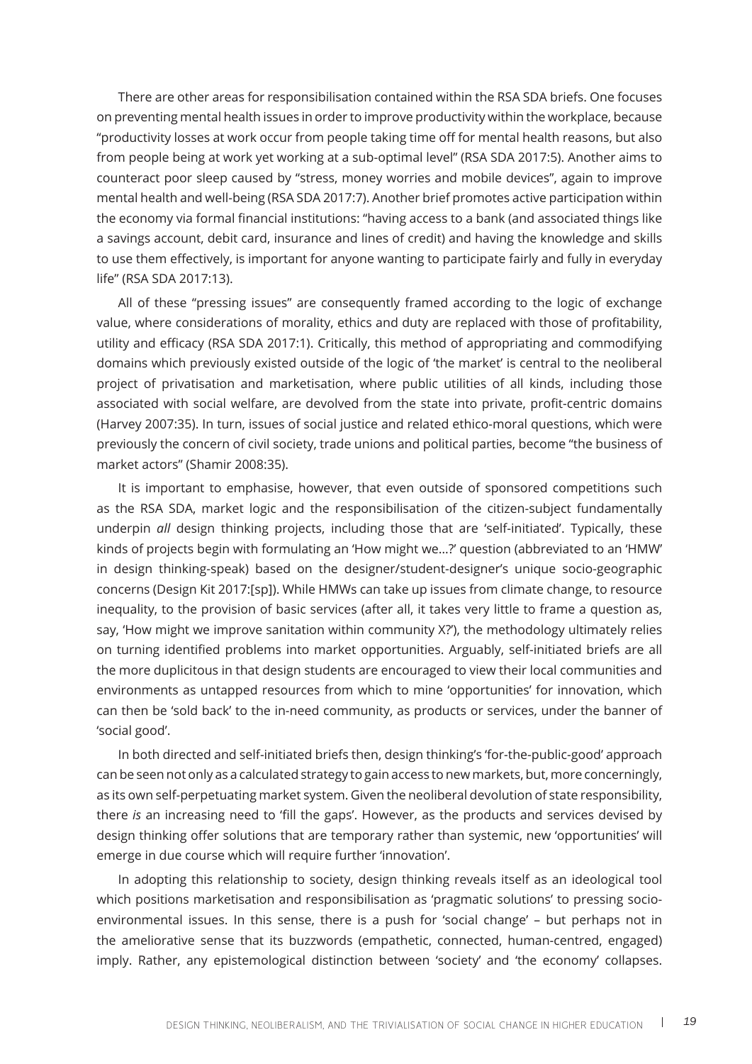There are other areas for responsibilisation contained within the RSA SDA briefs. One focuses on preventing mental health issues in order to improve productivity within the workplace, because "productivity losses at work occur from people taking time off for mental health reasons, but also from people being at work yet working at a sub-optimal level" (RSA SDA 2017:5). Another aims to counteract poor sleep caused by "stress, money worries and mobile devices", again to improve mental health and well-being (RSA SDA 2017:7). Another brief promotes active participation within the economy via formal financial institutions: "having access to a bank (and associated things like a savings account, debit card, insurance and lines of credit) and having the knowledge and skills to use them effectively, is important for anyone wanting to participate fairly and fully in everyday life" (RSA SDA 2017:13).

All of these "pressing issues" are consequently framed according to the logic of exchange value, where considerations of morality, ethics and duty are replaced with those of profitability, utility and efficacy (RSA SDA 2017:1). Critically, this method of appropriating and commodifying domains which previously existed outside of the logic of 'the market' is central to the neoliberal project of privatisation and marketisation, where public utilities of all kinds, including those associated with social welfare, are devolved from the state into private, profit-centric domains (Harvey 2007:35). In turn, issues of social justice and related ethico-moral questions, which were previously the concern of civil society, trade unions and political parties, become "the business of market actors" (Shamir 2008:35).

It is important to emphasise, however, that even outside of sponsored competitions such as the RSA SDA, market logic and the responsibilisation of the citizen-subject fundamentally underpin *all* design thinking projects, including those that are 'self-initiated'. Typically, these kinds of projects begin with formulating an 'How might we...?' question (abbreviated to an 'HMW' in design thinking-speak) based on the designer/student-designer's unique socio-geographic concerns (Design Kit 2017:[sp]). While HMWs can take up issues from climate change, to resource inequality, to the provision of basic services (after all, it takes very little to frame a question as, say, 'How might we improve sanitation within community X?'), the methodology ultimately relies on turning identified problems into market opportunities. Arguably, self-initiated briefs are all the more duplicitous in that design students are encouraged to view their local communities and environments as untapped resources from which to mine 'opportunities' for innovation, which can then be 'sold back' to the in-need community, as products or services, under the banner of 'social good'.

In both directed and self-initiated briefs then, design thinking's 'for-the-public-good' approach can be seen not only as a calculated strategy to gain access to new markets, but, more concerningly, as its own self-perpetuating market system. Given the neoliberal devolution of state responsibility, there *is* an increasing need to 'fill the gaps'. However, as the products and services devised by design thinking offer solutions that are temporary rather than systemic, new 'opportunities' will emerge in due course which will require further 'innovation'.

In adopting this relationship to society, design thinking reveals itself as an ideological tool which positions marketisation and responsibilisation as 'pragmatic solutions' to pressing socio-environmental issues. In this sense, there is a push for 'social change' – but perhaps not in the ameliorative sense that its buzzwords (empathetic, connected, human-centred, engaged) imply. Rather, any epistemological distinction between 'society' and 'the economy' collapses.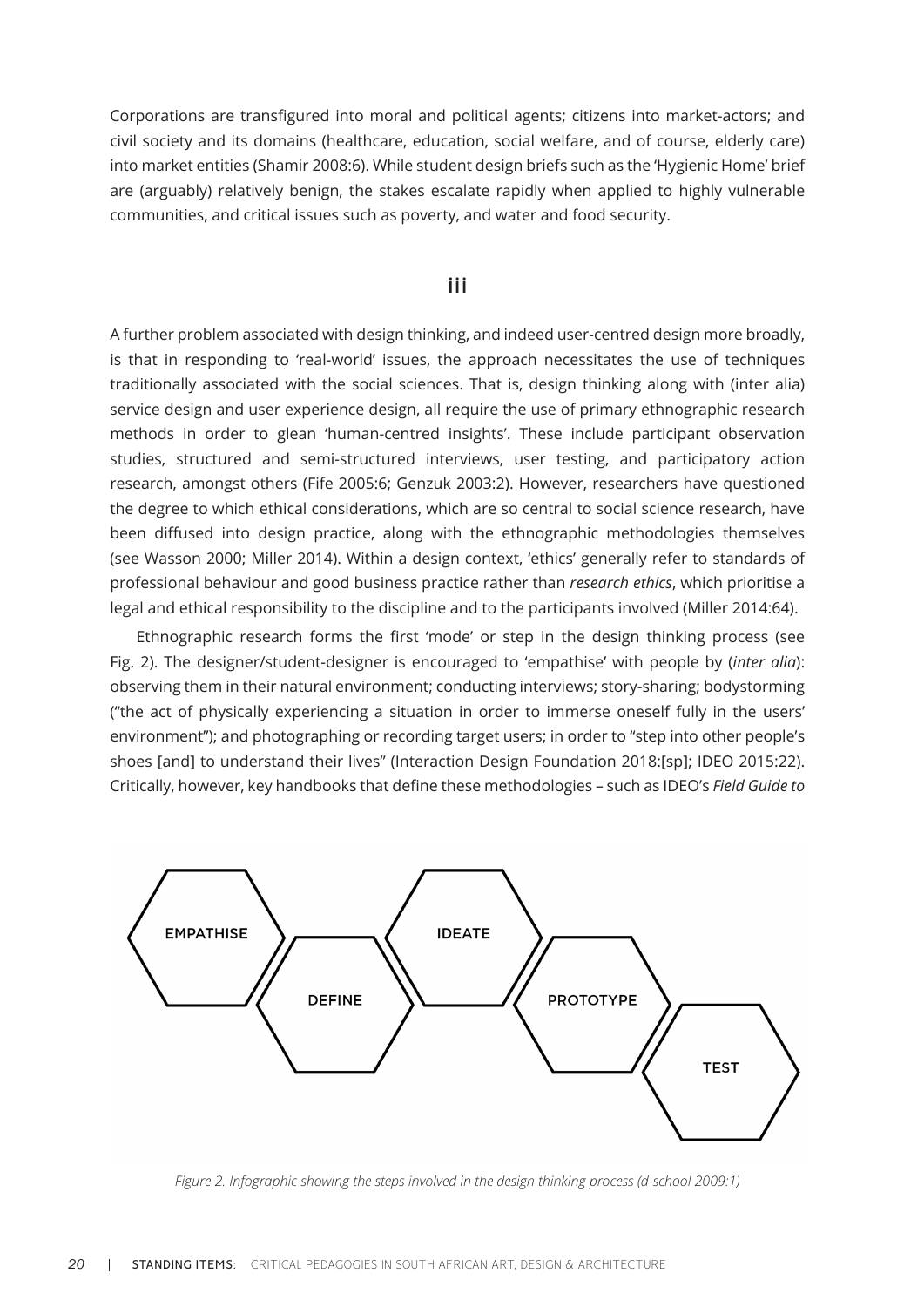Corporations are transfigured into moral and political agents; citizens into market-actors; and civil society and its domains (healthcare, education, social welfare, and of course, elderly care) into market entities (Shamir 2008:6). While student design briefs such as the 'Hygienic Home' brief are (arguably) relatively benign, the stakes escalate rapidly when applied to highly vulnerable communities, and critical issues such as poverty, and water and food security.

## iii

A further problem associated with design thinking, and indeed user-centred design more broadly, is that in responding to 'real-world' issues, the approach necessitates the use of techniques traditionally associated with the social sciences. That is, design thinking along with (inter alia) service design and user experience design, all require the use of primary ethnographic research methods in order to glean 'human-centred insights'. These include participant observation studies, structured and semi-structured interviews, user testing, and participatory action research, amongst others (Fife 2005:6; Genzuk 2003:2). However, researchers have questioned the degree to which ethical considerations, which are so central to social science research, have been diffused into design practice, along with the ethnographic methodologies themselves (see Wasson 2000; Miller 2014). Within a design context, 'ethics' generally refer to standards of professional behaviour and good business practice rather than *research ethics*, which prioritise a legal and ethical responsibility to the discipline and to the participants involved (Miller 2014:64).

Ethnographic research forms the first 'mode' or step in the design thinking process (see Fig. 2). The designer/student-designer is encouraged to 'empathise' with people by (*inter alia*): observing them in their natural environment; conducting interviews; story-sharing; bodystorming ("the act of physically experiencing a situation in order to immerse oneself fully in the users' environment"); and photographing or recording target users; in order to "step into other people's shoes [and] to understand their lives" (Interaction Design Foundation 2018:[sp]; IDEO 2015:22). Critically, however, key handbooks that define these methodologies – such as IDEO's *Field Guide to*

EMPATHISE — DEFINE — IDEATE — PROTOTYPE — TEST

*Figure 2. Infographic showing the steps involved in the design thinking process (d-school 2009:1)*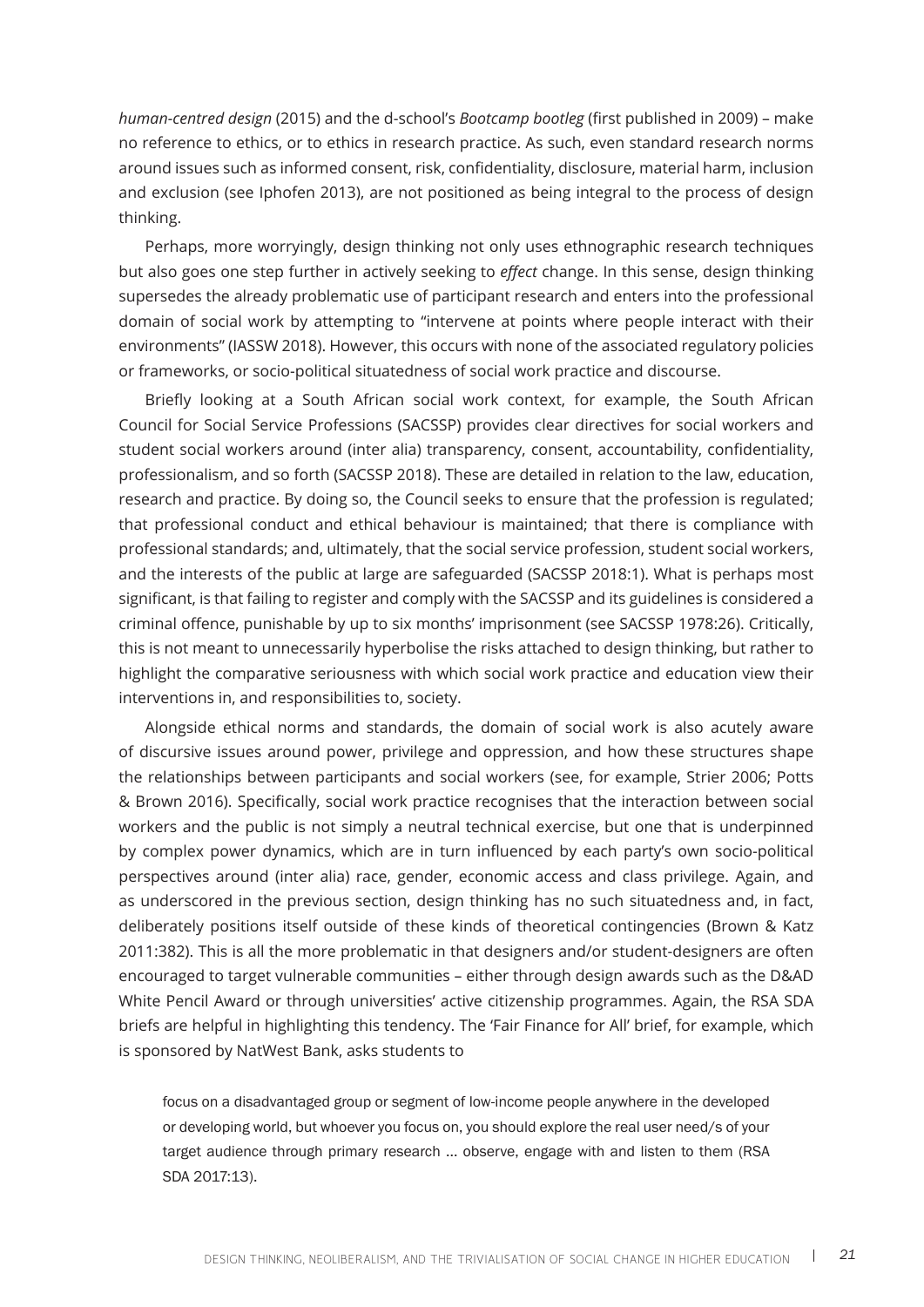*human-centred design* (2015) and the d-school's *Bootcamp bootleg* (first published in 2009) – make no reference to ethics, or to ethics in research practice. As such, even standard research norms around issues such as informed consent, risk, confidentiality, disclosure, material harm, inclusion and exclusion (see Iphofen 2013), are not positioned as being integral to the process of design thinking.

Perhaps, more worryingly, design thinking not only uses ethnographic research techniques but also goes one step further in actively seeking to *effect* change. In this sense, design thinking supersedes the already problematic use of participant research and enters into the professional domain of social work by attempting to "intervene at points where people interact with their environments" (IASSW 2018). However, this occurs with none of the associated regulatory policies or frameworks, or socio-political situatedness of social work practice and discourse.

Briefly looking at a South African social work context, for example, the South African Council for Social Service Professions (SACSSP) provides clear directives for social workers and student social workers around (inter alia) transparency, consent, accountability, confidentiality, professionalism, and so forth (SACSSP 2018). These are detailed in relation to the law, education, research and practice. By doing so, the Council seeks to ensure that the profession is regulated; that professional conduct and ethical behaviour is maintained; that there is compliance with professional standards; and, ultimately, that the social service profession, student social workers, and the interests of the public at large are safeguarded (SACSSP 2018:1). What is perhaps most significant, is that failing to register and comply with the SACSSP and its guidelines is considered a criminal offence, punishable by up to six months' imprisonment (see SACSSP 1978:26). Critically, this is not meant to unnecessarily hyperbolise the risks attached to design thinking, but rather to highlight the comparative seriousness with which social work practice and education view their interventions in, and responsibilities to, society.

Alongside ethical norms and standards, the domain of social work is also acutely aware of discursive issues around power, privilege and oppression, and how these structures shape the relationships between participants and social workers (see, for example, Strier 2006; Potts & Brown 2016). Specifically, social work practice recognises that the interaction between social workers and the public is not simply a neutral technical exercise, but one that is underpinned by complex power dynamics, which are in turn influenced by each party's own socio-political perspectives around (inter alia) race, gender, economic access and class privilege. Again, and as underscored in the previous section, design thinking has no such situatedness and, in fact, deliberately positions itself outside of these kinds of theoretical contingencies (Brown & Katz 2011:382). This is all the more problematic in that designers and/or student-designers are often encouraged to target vulnerable communities – either through design awards such as the D&AD White Pencil Award or through universities' active citizenship programmes. Again, the RSA SDA briefs are helpful in highlighting this tendency. The 'Fair Finance for All' brief, for example, which is sponsored by NatWest Bank, asks students to

> focus on a disadvantaged group or segment of low-income people anywhere in the developed or developing world, but whoever you focus on, you should explore the real user need/s of your target audience through primary research … observe, engage with and listen to them (RSA SDA 2017:13).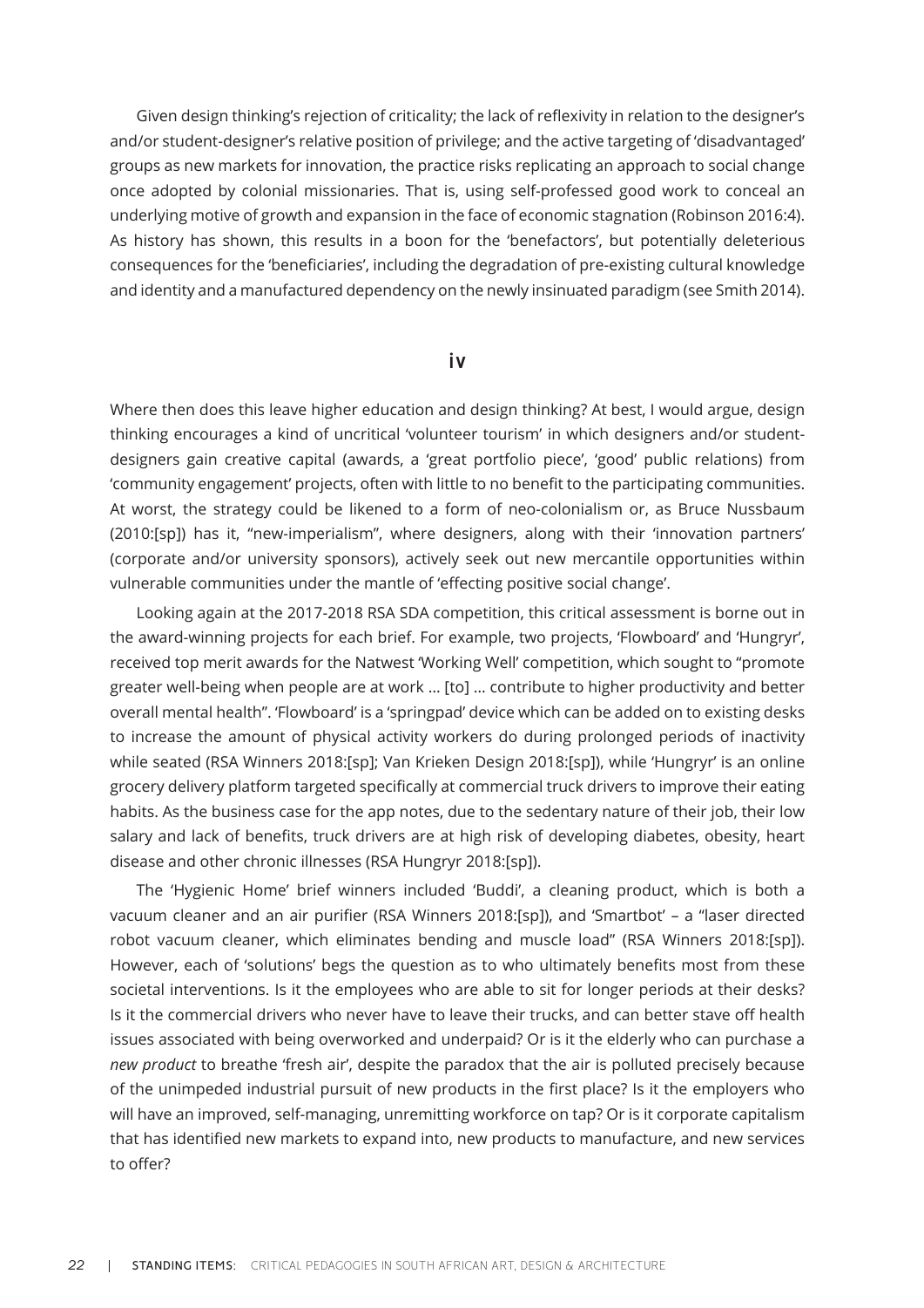Given design thinking's rejection of criticality; the lack of reflexivity in relation to the designer's and/or student-designer's relative position of privilege; and the active targeting of 'disadvantaged' groups as new markets for innovation, the practice risks replicating an approach to social change once adopted by colonial missionaries. That is, using self-professed good work to conceal an underlying motive of growth and expansion in the face of economic stagnation (Robinson 2016:4). As history has shown, this results in a boon for the 'benefactors', but potentially deleterious consequences for the 'beneficiaries', including the degradation of pre-existing cultural knowledge and identity and a manufactured dependency on the newly insinuated paradigm (see Smith 2014).

## iv

Where then does this leave higher education and design thinking? At best, I would argue, design thinking encourages a kind of uncritical 'volunteer tourism' in which designers and/or student-designers gain creative capital (awards, a 'great portfolio piece', 'good' public relations) from 'community engagement' projects, often with little to no benefit to the participating communities. At worst, the strategy could be likened to a form of neo-colonialism or, as Bruce Nussbaum (2010:[sp]) has it, "new-imperialism", where designers, along with their 'innovation partners' (corporate and/or university sponsors), actively seek out new mercantile opportunities within vulnerable communities under the mantle of 'effecting positive social change'.

Looking again at the 2017-2018 RSA SDA competition, this critical assessment is borne out in the award-winning projects for each brief. For example, two projects, 'Flowboard' and 'Hungryr', received top merit awards for the Natwest 'Working Well' competition, which sought to "promote greater well-being when people are at work ... [to] ... contribute to higher productivity and better overall mental health". 'Flowboard' is a 'springpad' device which can be added on to existing desks to increase the amount of physical activity workers do during prolonged periods of inactivity while seated (RSA Winners 2018:[sp]; Van Krieken Design 2018:[sp]), while 'Hungryr' is an online grocery delivery platform targeted specifically at commercial truck drivers to improve their eating habits. As the business case for the app notes, due to the sedentary nature of their job, their low salary and lack of benefits, truck drivers are at high risk of developing diabetes, obesity, heart disease and other chronic illnesses (RSA Hungryr 2018:[sp]).

The 'Hygienic Home' brief winners included 'Buddi', a cleaning product, which is both a vacuum cleaner and an air purifier (RSA Winners 2018:[sp]), and 'Smartbot' – a "laser directed robot vacuum cleaner, which eliminates bending and muscle load" (RSA Winners 2018:[sp]). However, each of 'solutions' begs the question as to who ultimately benefits most from these societal interventions. Is it the employees who are able to sit for longer periods at their desks? Is it the commercial drivers who never have to leave their trucks, and can better stave off health issues associated with being overworked and underpaid? Or is it the elderly who can purchase a *new product* to breathe 'fresh air', despite the paradox that the air is polluted precisely because of the unimpeded industrial pursuit of new products in the first place? Is it the employers who will have an improved, self-managing, unremitting workforce on tap? Or is it corporate capitalism that has identified new markets to expand into, new products to manufacture, and new services to offer?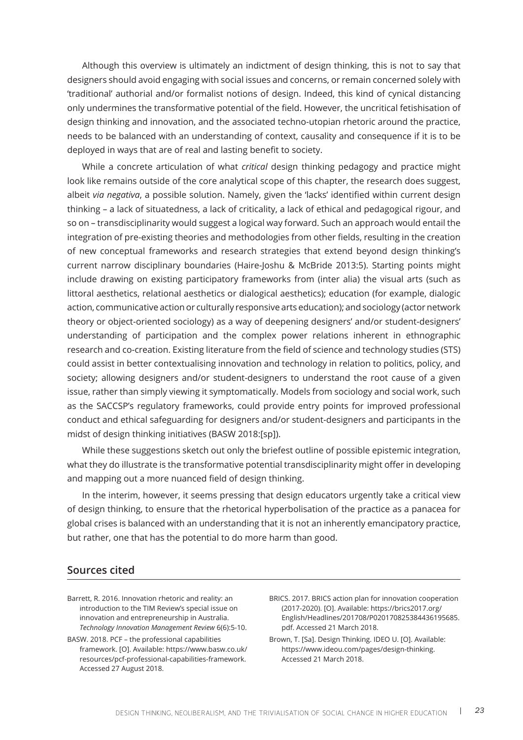Although this overview is ultimately an indictment of design thinking, this is not to say that designers should avoid engaging with social issues and concerns, or remain concerned solely with 'traditional' authorial and/or formalist notions of design. Indeed, this kind of cynical distancing only undermines the transformative potential of the field. However, the uncritical fetishisation of design thinking and innovation, and the associated techno-utopian rhetoric around the practice, needs to be balanced with an understanding of context, causality and consequence if it is to be deployed in ways that are of real and lasting benefit to society.

While a concrete articulation of what *critical* design thinking pedagogy and practice might look like remains outside of the core analytical scope of this chapter, the research does suggest, albeit *via negativa*, a possible solution. Namely, given the 'lacks' identified within current design thinking – a lack of situatedness, a lack of criticality, a lack of ethical and pedagogical rigour, and so on – transdisciplinarity would suggest a logical way forward. Such an approach would entail the integration of pre-existing theories and methodologies from other fields, resulting in the creation of new conceptual frameworks and research strategies that extend beyond design thinking's current narrow disciplinary boundaries (Haire-Joshu & McBride 2013:5). Starting points might include drawing on existing participatory frameworks from (inter alia) the visual arts (such as littoral aesthetics, relational aesthetics or dialogical aesthetics); education (for example, dialogic action, communicative action or culturally responsive arts education); and sociology (actor network theory or object-oriented sociology) as a way of deepening designers' and/or student-designers' understanding of participation and the complex power relations inherent in ethnographic research and co-creation. Existing literature from the field of science and technology studies (STS) could assist in better contextualising innovation and technology in relation to politics, policy, and society; allowing designers and/or student-designers to understand the root cause of a given issue, rather than simply viewing it symptomatically. Models from sociology and social work, such as the SACCSP's regulatory frameworks, could provide entry points for improved professional conduct and ethical safeguarding for designers and/or student-designers and participants in the midst of design thinking initiatives (BASW 2018:[sp]).

While these suggestions sketch out only the briefest outline of possible epistemic integration, what they do illustrate is the transformative potential transdisciplinarity might offer in developing and mapping out a more nuanced field of design thinking.

In the interim, however, it seems pressing that design educators urgently take a critical view of design thinking, to ensure that the rhetorical hyperbolisation of the practice as a panacea for global crises is balanced with an understanding that it is not an inherently emancipatory practice, but rather, one that has the potential to do more harm than good.

## Sources cited

Barrett, R. 2016. Innovation rhetoric and reality: an introduction to the TIM Review's special issue on innovation and entrepreneurship in Australia. *Technology Innovation Management Review* 6(6):5-10.

BASW. 2018. PCF – the professional capabilities framework. [O]. Available: https://www.basw.co.uk/resources/pcf-professional-capabilities-framework. Accessed 27 August 2018.

BRICS. 2017. BRICS action plan for innovation cooperation (2017-2020). [O]. Available: https://brics2017.org/English/Headlines/201708/P020170825384436195685.pdf. Accessed 21 March 2018.

Brown, T. [Sa]. Design Thinking. IDEO U. [O]. Available: https://www.ideou.com/pages/design-thinking. Accessed 21 March 2018.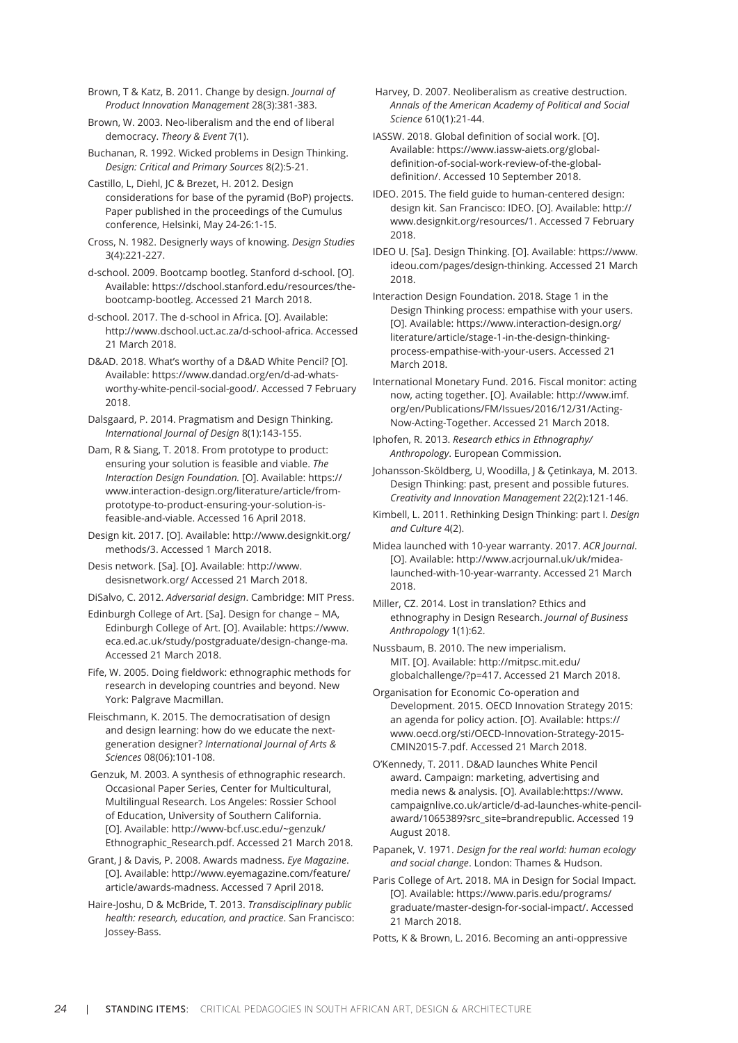Brown, T & Katz, B. 2011. Change by design. *Journal of Product Innovation Management* 28(3):381-383.

Brown, W. 2003. Neo-liberalism and the end of liberal democracy. *Theory & Event* 7(1).

Buchanan, R. 1992. Wicked problems in Design Thinking. *Design: Critical and Primary Sources* 8(2):5-21.

Castillo, L, Diehl, JC & Brezet, H. 2012. Design considerations for base of the pyramid (BoP) projects. Paper published in the proceedings of the Cumulus conference, Helsinki, May 24-26:1-15.

Cross, N. 1982. Designerly ways of knowing. *Design Studies* 3(4):221-227.

d-school. 2009. Bootcamp bootleg. Stanford d-school. [O]. Available: https://dschool.stanford.edu/resources/the-bootcamp-bootleg. Accessed 21 March 2018.

d-school. 2017. The d-school in Africa. [O]. Available: http://www.dschool.uct.ac.za/d-school-africa. Accessed 21 March 2018.

D&AD. 2018. What's worthy of a D&AD White Pencil? [O]. Available: https://www.dandad.org/en/d-ad-whats-worthy-white-pencil-social-good/. Accessed 7 February 2018.

Dalsgaard, P. 2014. Pragmatism and Design Thinking. *International Journal of Design* 8(1):143-155.

Dam, R & Siang, T. 2018. From prototype to product: ensuring your solution is feasible and viable. *The Interaction Design Foundation.* [O]. Available: https://www.interaction-design.org/literature/article/from-prototype-to-product-ensuring-your-solution-is-feasible-and-viable. Accessed 16 April 2018.

Design kit. 2017. [O]. Available: http://www.designkit.org/methods/3. Accessed 1 March 2018.

Desis network. [Sa]. [O]. Available: http://www.desisnetwork.org/ Accessed 21 March 2018.

DiSalvo, C. 2012. *Adversarial design*. Cambridge: MIT Press.

Edinburgh College of Art. [Sa]. Design for change – MA, Edinburgh College of Art. [O]. Available: https://www.eca.ed.ac.uk/study/postgraduate/design-change-ma. Accessed 21 March 2018.

Fife, W. 2005. Doing fieldwork: ethnographic methods for research in developing countries and beyond. New York: Palgrave Macmillan.

Fleischmann, K. 2015. The democratisation of design and design learning: how do we educate the next-generation designer? *International Journal of Arts & Sciences* 08(06):101-108.

Genzuk, M. 2003. A synthesis of ethnographic research. Occasional Paper Series, Center for Multicultural, Multilingual Research. Los Angeles: Rossier School of Education, University of Southern California. [O]. Available: http://www-bcf.usc.edu/~genzuk/Ethnographic_Research.pdf. Accessed 21 March 2018.

Grant, J & Davis, P. 2008. Awards madness. *Eye Magazine*. [O]. Available: http://www.eyemagazine.com/feature/article/awards-madness. Accessed 7 April 2018.

Haire-Joshu, D & McBride, T. 2013. *Transdisciplinary public health: research, education, and practice*. San Francisco: Jossey-Bass.

Harvey, D. 2007. Neoliberalism as creative destruction. *Annals of the American Academy of Political and Social Science* 610(1):21-44.

IASSW. 2018. Global definition of social work. [O]. Available: https://www.iassw-aiets.org/global-definition-of-social-work-review-of-the-global-definition/. Accessed 10 September 2018.

IDEO. 2015. The field guide to human-centered design: design kit. San Francisco: IDEO. [O]. Available: http://www.designkit.org/resources/1. Accessed 7 February 2018.

IDEO U. [Sa]. Design Thinking. [O]. Available: https://www.ideou.com/pages/design-thinking. Accessed 21 March 2018.

Interaction Design Foundation. 2018. Stage 1 in the Design Thinking process: empathise with your users. [O]. Available: https://www.interaction-design.org/literature/article/stage-1-in-the-design-thinking-process-empathise-with-your-users. Accessed 21 March 2018.

International Monetary Fund. 2016. Fiscal monitor: acting now, acting together. [O]. Available: http://www.imf.org/en/Publications/FM/Issues/2016/12/31/Acting-Now-Acting-Together. Accessed 21 March 2018.

Iphofen, R. 2013. *Research ethics in Ethnography/Anthropology*. European Commission.

Johansson-Sköldberg, U, Woodilla, J & Çetinkaya, M. 2013. Design Thinking: past, present and possible futures. *Creativity and Innovation Management* 22(2):121-146.

Kimbell, L. 2011. Rethinking Design Thinking: part I. *Design and Culture* 4(2).

Midea launched with 10-year warranty. 2017. *ACR Journal*. [O]. Available: http://www.acrjournal.uk/uk/midea-launched-with-10-year-warranty. Accessed 21 March 2018.

Miller, CZ. 2014. Lost in translation? Ethics and ethnography in Design Research. *Journal of Business Anthropology* 1(1):62.

Nussbaum, B. 2010. The new imperialism. MIT. [O]. Available: http://mitpsc.mit.edu/globalchallenge/?p=417. Accessed 21 March 2018.

Organisation for Economic Co-operation and Development. 2015. OECD Innovation Strategy 2015: an agenda for policy action. [O]. Available: https://www.oecd.org/sti/OECD-Innovation-Strategy-2015-CMIN2015-7.pdf. Accessed 21 March 2018.

O'Kennedy, T. 2011. D&AD launches White Pencil award. Campaign: marketing, advertising and media news & analysis. [O]. Available:https://www.campaignlive.co.uk/article/d-ad-launches-white-pencil-award/1065389?src_site=brandrepublic. Accessed 19 August 2018.

Papanek, V. 1971. *Design for the real world: human ecology and social change*. London: Thames & Hudson.

Paris College of Art. 2018. MA in Design for Social Impact. [O]. Available: https://www.paris.edu/programs/graduate/master-design-for-social-impact/. Accessed 21 March 2018.

Potts, K & Brown, L. 2016. Becoming an anti-oppressive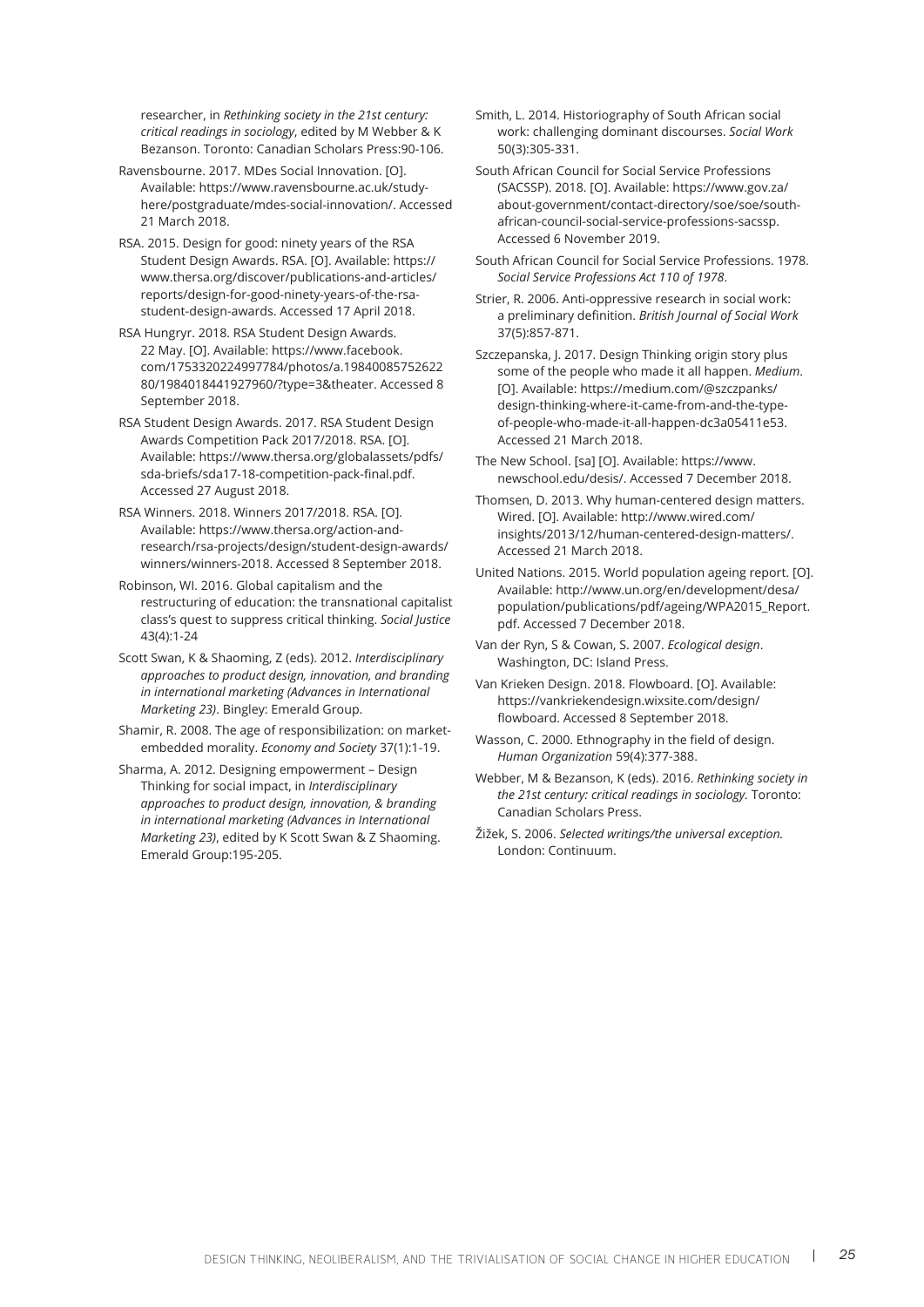researcher, in *Rethinking society in the 21st century: critical readings in sociology*, edited by M Webber & K Bezanson. Toronto: Canadian Scholars Press:90-106.

Ravensbourne. 2017. MDes Social Innovation. [O]. Available: https://www.ravensbourne.ac.uk/study-here/postgraduate/mdes-social-innovation/. Accessed 21 March 2018.

RSA. 2015. Design for good: ninety years of the RSA Student Design Awards. RSA. [O]. Available: https://www.thersa.org/discover/publications-and-articles/reports/design-for-good-ninety-years-of-the-rsa-student-design-awards. Accessed 17 April 2018.

RSA Hungryr. 2018. RSA Student Design Awards. 22 May. [O]. Available: https://www.facebook.com/1753320224997784/photos/a.1984008575262280/1984018441927960/?type=3&theater. Accessed 8 September 2018.

RSA Student Design Awards. 2017. RSA Student Design Awards Competition Pack 2017/2018. RSA. [O]. Available: https://www.thersa.org/globalassets/pdfs/sda-briefs/sda17-18-competition-pack-final.pdf. Accessed 27 August 2018.

RSA Winners. 2018. Winners 2017/2018. RSA. [O]. Available: https://www.thersa.org/action-and-research/rsa-projects/design/student-design-awards/winners/winners-2018. Accessed 8 September 2018.

Robinson, WI. 2016. Global capitalism and the restructuring of education: the transnational capitalist class's quest to suppress critical thinking. *Social Justice* 43(4):1-24

Scott Swan, K & Shaoming, Z (eds). 2012. *Interdisciplinary approaches to product design, innovation, and branding in international marketing (Advances in International Marketing 23)*. Bingley: Emerald Group.

Shamir, R. 2008. The age of responsibilization: on market-embedded morality. *Economy and Society* 37(1):1-19.

Sharma, A. 2012. Designing empowerment – Design Thinking for social impact, in *Interdisciplinary approaches to product design, innovation, & branding in international marketing (Advances in International Marketing 23)*, edited by K Scott Swan & Z Shaoming. Emerald Group:195-205.

Smith, L. 2014. Historiography of South African social work: challenging dominant discourses. *Social Work* 50(3):305-331.

South African Council for Social Service Professions (SACSSP). 2018. [O]. Available: https://www.gov.za/about-government/contact-directory/soe/soe/south-african-council-social-service-professions-sacssp. Accessed 6 November 2019.

South African Council for Social Service Professions. 1978. *Social Service Professions Act 110 of 1978*.

Strier, R. 2006. Anti-oppressive research in social work: a preliminary definition. *British Journal of Social Work* 37(5):857-871.

Szczepanska, J. 2017. Design Thinking origin story plus some of the people who made it all happen. *Medium*. [O]. Available: https://medium.com/@szczpanks/design-thinking-where-it-came-from-and-the-type-of-people-who-made-it-all-happen-dc3a05411e53. Accessed 21 March 2018.

The New School. [sa] [O]. Available: https://www.newschool.edu/desis/. Accessed 7 December 2018.

Thomsen, D. 2013. Why human-centered design matters. Wired. [O]. Available: http://www.wired.com/insights/2013/12/human-centered-design-matters/. Accessed 21 March 2018.

United Nations. 2015. World population ageing report. [O]. Available: http://www.un.org/en/development/desa/population/publications/pdf/ageing/WPA2015_Report.pdf. Accessed 7 December 2018.

Van der Ryn, S & Cowan, S. 2007. *Ecological design*. Washington, DC: Island Press.

Van Krieken Design. 2018. Flowboard. [O]. Available: https://vankriekendesign.wixsite.com/design/flowboard. Accessed 8 September 2018.

Wasson, C. 2000. Ethnography in the field of design. *Human Organization* 59(4):377-388.

Webber, M & Bezanson, K (eds). 2016. *Rethinking society in the 21st century: critical readings in sociology.* Toronto: Canadian Scholars Press.

Žižek, S. 2006. *Selected writings/the universal exception.* London: Continuum.